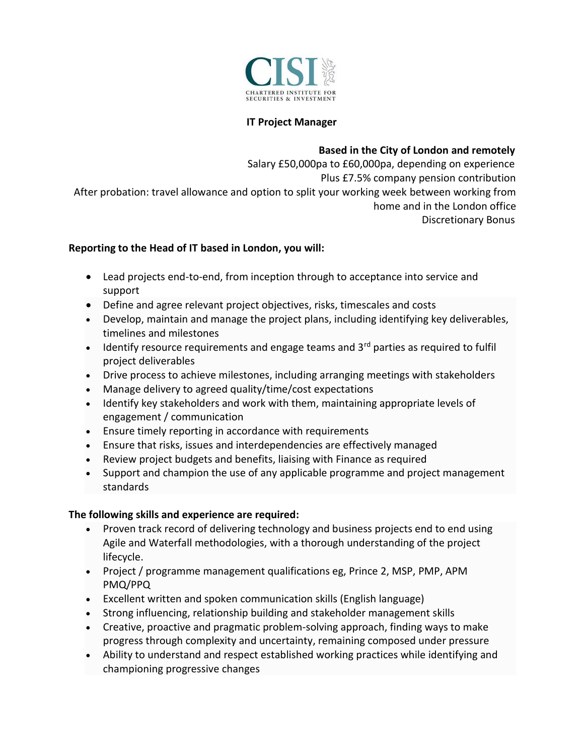CISI

CHARTERED INSTITUTE FOR SECURITIES & INVESTMENT

# IT Project Manager

**Based in the City of London and remotely**

Salary £50,000pa to £60,000pa, depending on experience

Plus £7.5% company pension contribution

After probation: travel allowance and option to split your working week between working from home and in the London office

Discretionary Bonus

**Reporting to the Head of IT based in London, you will:**

- Lead projects end-to-end, from inception through to acceptance into service and support
- Define and agree relevant project objectives, risks, timescales and costs
- Develop, maintain and manage the project plans, including identifying key deliverables, timelines and milestones
- Identify resource requirements and engage teams and 3rd parties as required to fulfil project deliverables
- Drive process to achieve milestones, including arranging meetings with stakeholders
- Manage delivery to agreed quality/time/cost expectations
- Identify key stakeholders and work with them, maintaining appropriate levels of engagement / communication
- Ensure timely reporting in accordance with requirements
- Ensure that risks, issues and interdependencies are effectively managed
- Review project budgets and benefits, liaising with Finance as required
- Support and champion the use of any applicable programme and project management standards

**The following skills and experience are required:**

- Proven track record of delivering technology and business projects end to end using Agile and Waterfall methodologies, with a thorough understanding of the project lifecycle.
- Project / programme management qualifications eg, Prince 2, MSP, PMP, APM PMQ/PPQ
- Excellent written and spoken communication skills (English language)
- Strong influencing, relationship building and stakeholder management skills
- Creative, proactive and pragmatic problem-solving approach, finding ways to make progress through complexity and uncertainty, remaining composed under pressure
- Ability to understand and respect established working practices while identifying and championing progressive changes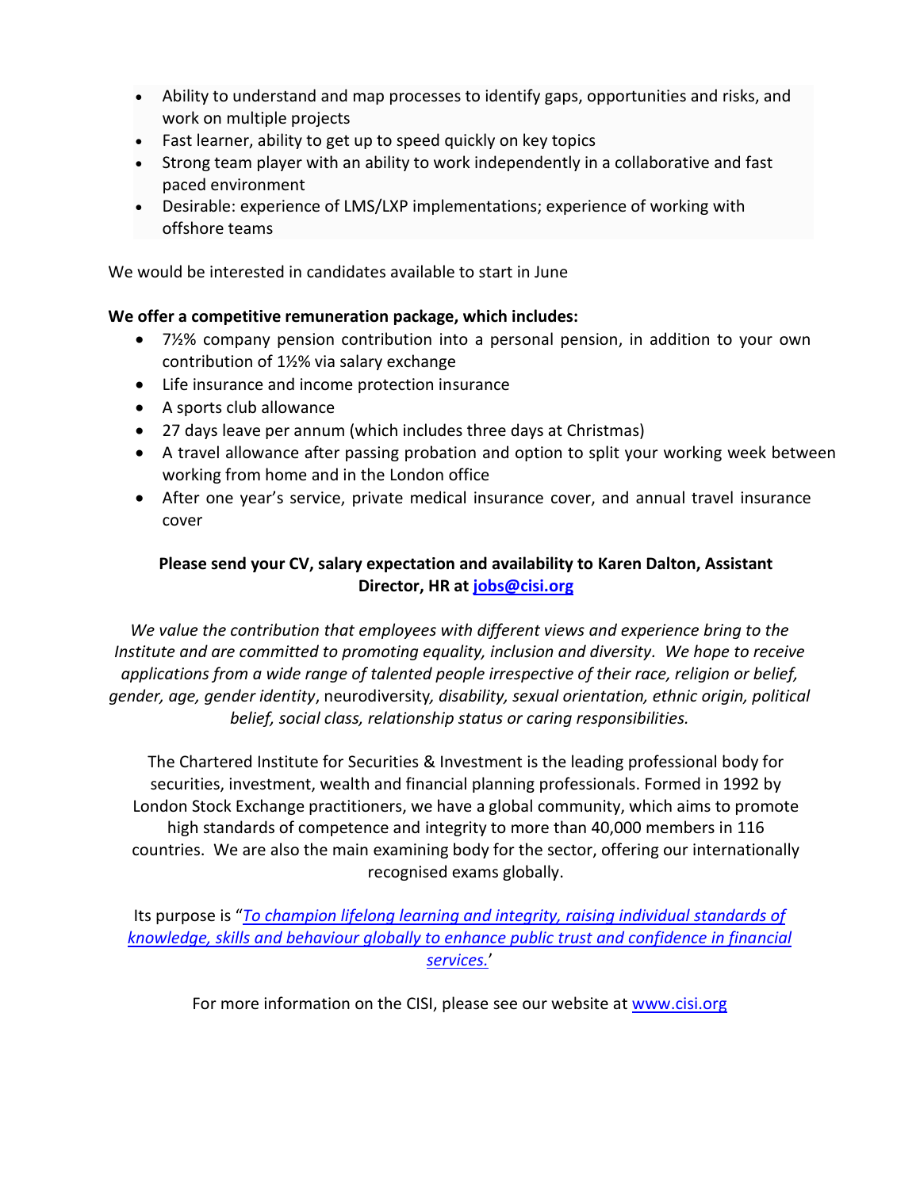- Ability to understand and map processes to identify gaps, opportunities and risks, and work on multiple projects
- Fast learner, ability to get up to speed quickly on key topics
- Strong team player with an ability to work independently in a collaborative and fast paced environment
- Desirable: experience of LMS/LXP implementations; experience of working with offshore teams

We would be interested in candidates available to start in June

**We offer a competitive remuneration package, which includes:**

- 7½% company pension contribution into a personal pension, in addition to your own contribution of 1½% via salary exchange
- Life insurance and income protection insurance
- A sports club allowance
- 27 days leave per annum (which includes three days at Christmas)
- A travel allowance after passing probation and option to split your working week between working from home and in the London office
- After one year's service, private medical insurance cover, and annual travel insurance cover

**Please send your CV, salary expectation and availability to Karen Dalton, Assistant Director, HR at [jobs@cisi.org](mailto:jobs@cisi.org)**

*We value the contribution that employees with different views and experience bring to the Institute and are committed to promoting equality, inclusion and diversity. We hope to receive applications from a wide range of talented people irrespective of their race, religion or belief, gender, age, gender identity*, neurodiversity*, disability, sexual orientation, ethnic origin, political belief, social class, relationship status or caring responsibilities.*

The Chartered Institute for Securities & Investment is the leading professional body for securities, investment, wealth and financial planning professionals. Formed in 1992 by London Stock Exchange practitioners, we have a global community, which aims to promote high standards of competence and integrity to more than 40,000 members in 116 countries. We are also the main examining body for the sector, offering our internationally recognised exams globally.

Its purpose is "*To champion lifelong learning and integrity, raising individual standards of knowledge, skills and behaviour globally to enhance public trust and confidence in financial services.*'

For more information on the CISI, please see our website at [www.cisi.org](http://www.cisi.org)